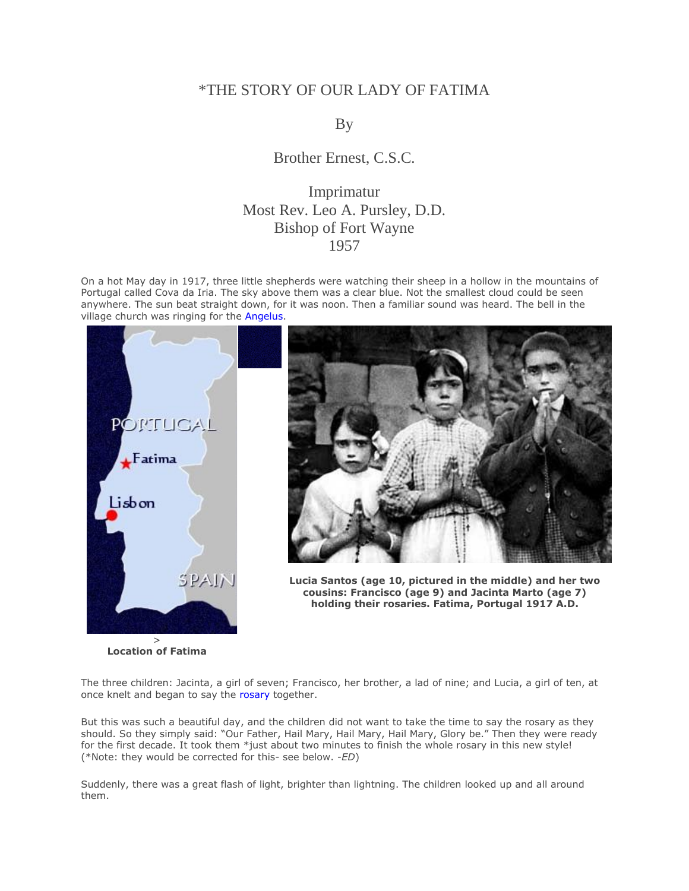# *THE STORY OF OUR LADY OF FATIMA

By

Brother Ernest, C.S.C.

Imprimatur
Most Rev. Leo A. Pursley, D.D.
Bishop of Fort Wayne
1957

On a hot May day in 1917, three little shepherds were watching their sheep in a hollow in the mountains of Portugal called Cova da Iria. The sky above them was a clear blue. Not the smallest cloud could be seen anywhere. The sun beat straight down, for it was noon. Then a familiar sound was heard. The bell in the village church was ringing for the Angelus.

**Lucia Santos (age 10, pictured in the middle) and her two cousins: Francisco (age 9) and Jacinta Marto (age 7) holding their rosaries. Fatima, Portugal 1917 A.D.**

**Location of Fatima**

The three children: Jacinta, a girl of seven; Francisco, her brother, a lad of nine; and Lucia, a girl of ten, at once knelt and began to say the rosary together.

But this was such a beautiful day, and the children did not want to take the time to say the rosary as they should. So they simply said: "Our Father, Hail Mary, Hail Mary, Hail Mary, Glory be." Then they were ready for the first decade. It took them *just about two minutes to finish the whole rosary in this new style! (*Note: they would be corrected for this- see below. -*ED*)

Suddenly, there was a great flash of light, brighter than lightning. The children looked up and all around them.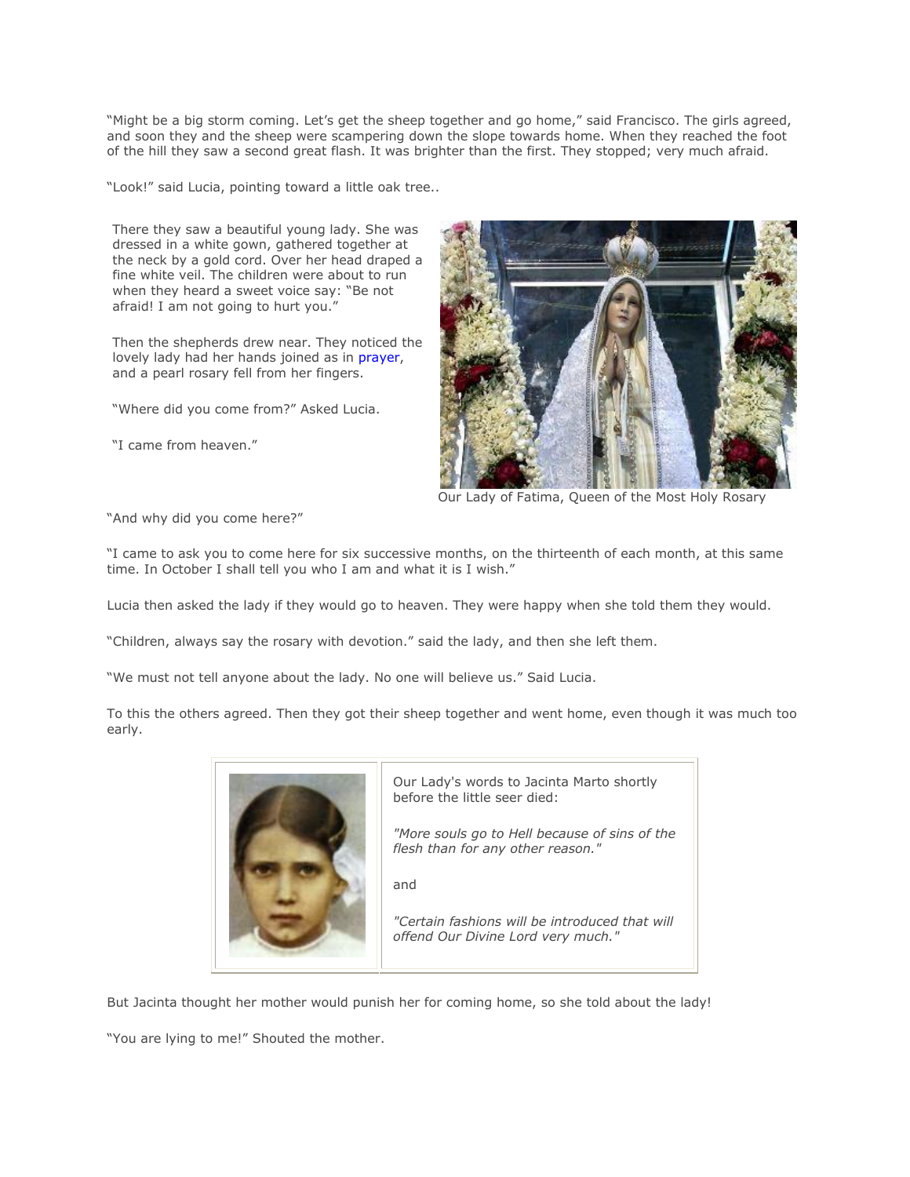"Might be a big storm coming. Let's get the sheep together and go home," said Francisco. The girls agreed, and soon they and the sheep were scampering down the slope towards home. When they reached the foot of the hill they saw a second great flash. It was brighter than the first. They stopped; very much afraid.

"Look!" said Lucia, pointing toward a little oak tree..

There they saw a beautiful young lady. She was dressed in a white gown, gathered together at the neck by a gold cord. Over her head draped a fine white veil. The children were about to run when they heard a sweet voice say: "Be not afraid! I am not going to hurt you."

Then the shepherds drew near. They noticed the lovely lady had her hands joined as in prayer, and a pearl rosary fell from her fingers.

"Where did you come from?" Asked Lucia.

"I came from heaven."

Our Lady of Fatima, Queen of the Most Holy Rosary

"And why did you come here?"

"I came to ask you to come here for six successive months, on the thirteenth of each month, at this same time. In October I shall tell you who I am and what it is I wish."

Lucia then asked the lady if they would go to heaven. They were happy when she told them they would.

"Children, always say the rosary with devotion." said the lady, and then she left them.

"We must not tell anyone about the lady. No one will believe us." Said Lucia.

To this the others agreed. Then they got their sheep together and went home, even though it was much too early.

Our Lady's words to Jacinta Marto shortly before the little seer died:

*"More souls go to Hell because of sins of the flesh than for any other reason."*

and

*"Certain fashions will be introduced that will offend Our Divine Lord very much."*

But Jacinta thought her mother would punish her for coming home, so she told about the lady!

"You are lying to me!" Shouted the mother.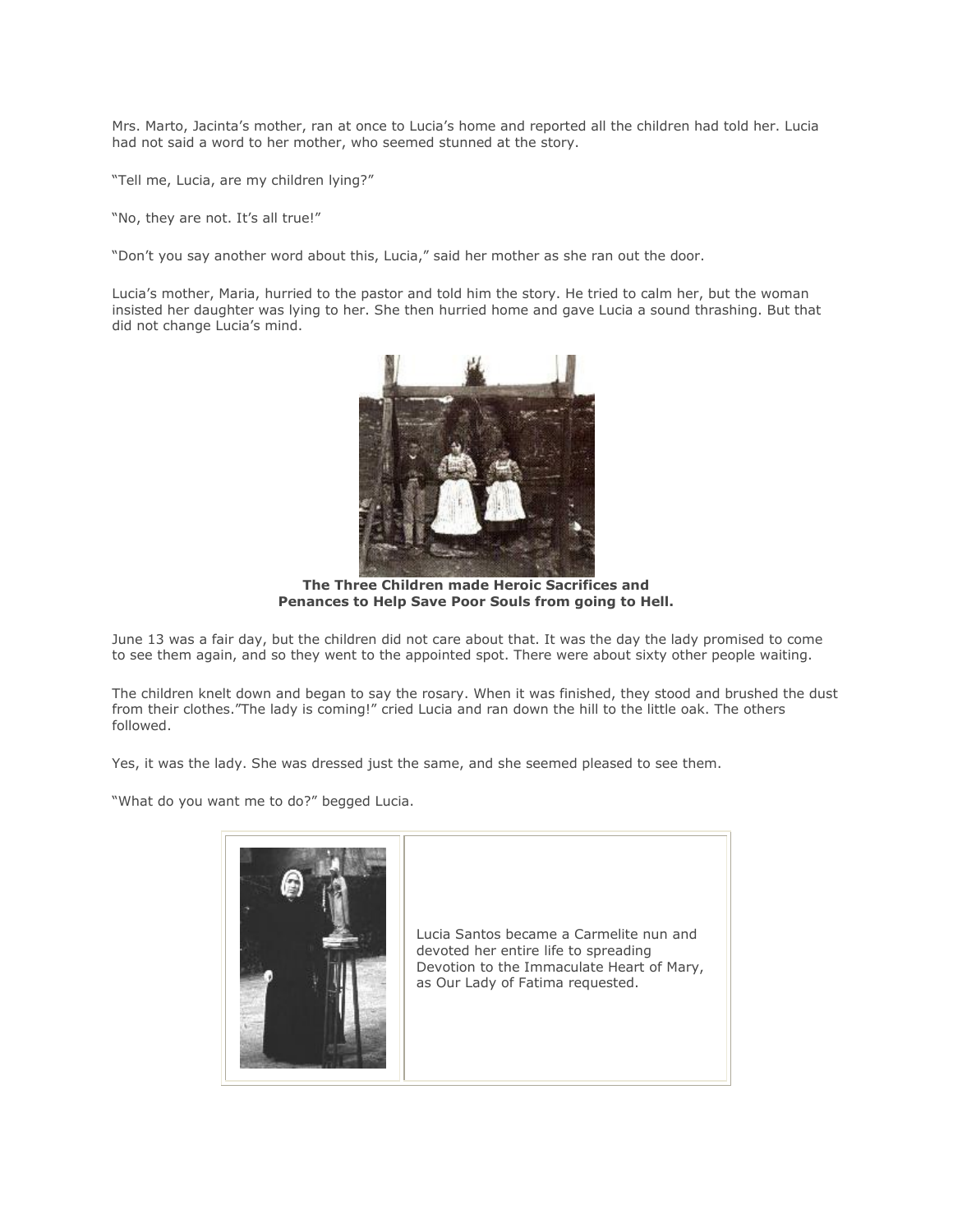Mrs. Marto, Jacinta's mother, ran at once to Lucia's home and reported all the children had told her. Lucia had not said a word to her mother, who seemed stunned at the story.

"Tell me, Lucia, are my children lying?"

"No, they are not. It's all true!"

"Don't you say another word about this, Lucia," said her mother as she ran out the door.

Lucia's mother, Maria, hurried to the pastor and told him the story. He tried to calm her, but the woman insisted her daughter was lying to her. She then hurried home and gave Lucia a sound thrashing. But that did not change Lucia's mind.

**The Three Children made Heroic Sacrifices and Penances to Help Save Poor Souls from going to Hell.**

June 13 was a fair day, but the children did not care about that. It was the day the lady promised to come to see them again, and so they went to the appointed spot. There were about sixty other people waiting.

The children knelt down and began to say the rosary. When it was finished, they stood and brushed the dust from their clothes."The lady is coming!" cried Lucia and ran down the hill to the little oak. The others followed.

Yes, it was the lady. She was dressed just the same, and she seemed pleased to see them.

"What do you want me to do?" begged Lucia.

Lucia Santos became a Carmelite nun and devoted her entire life to spreading Devotion to the Immaculate Heart of Mary, as Our Lady of Fatima requested.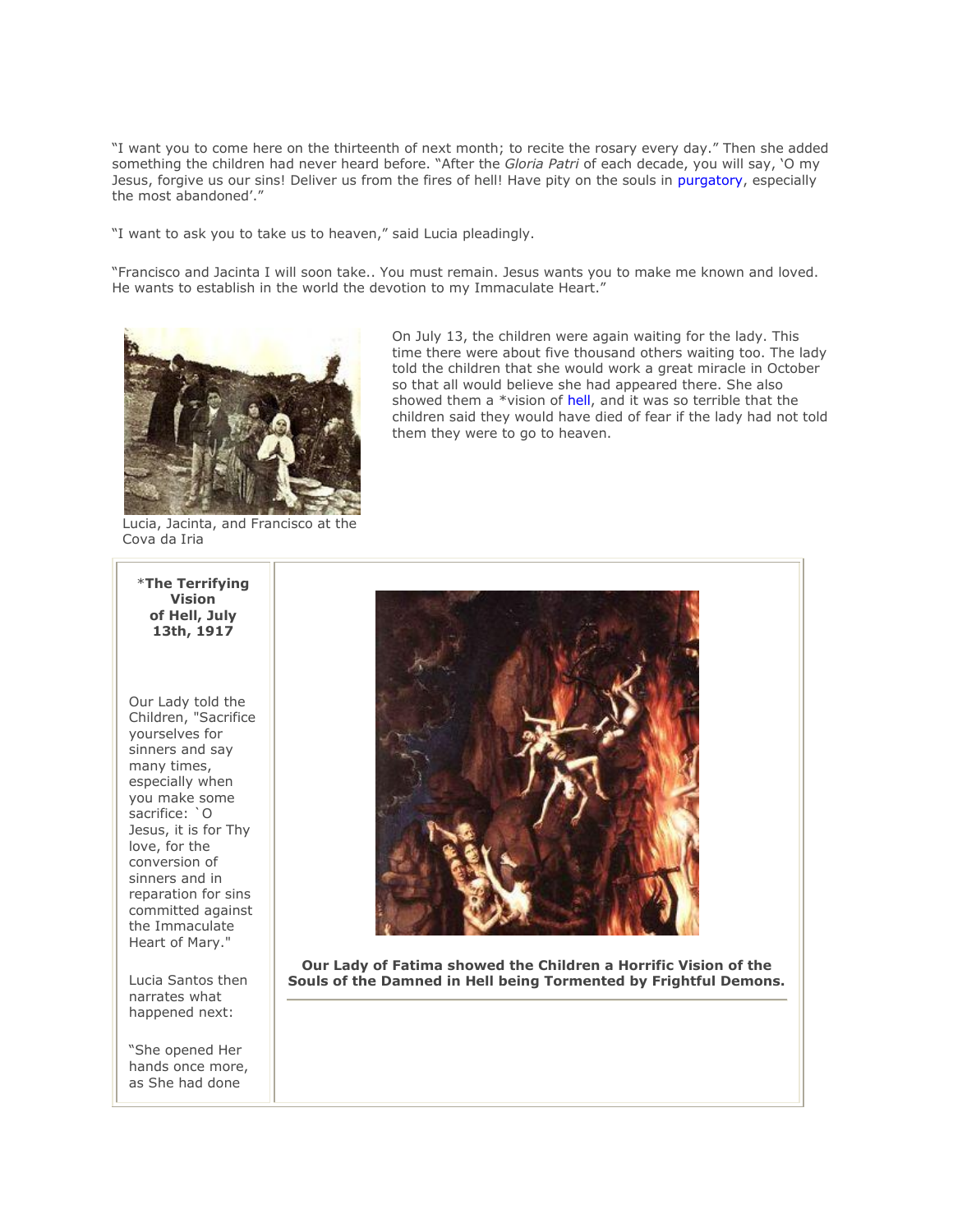"I want you to come here on the thirteenth of next month; to recite the rosary every day." Then she added something the children had never heard before. "After the *Gloria Patri* of each decade, you will say, 'O my Jesus, forgive us our sins! Deliver us from the fires of hell! Have pity on the souls in purgatory, especially the most abandoned'."

"I want to ask you to take us to heaven," said Lucia pleadingly.

"Francisco and Jacinta I will soon take.. You must remain. Jesus wants you to make me known and loved. He wants to establish in the world the devotion to my Immaculate Heart."

Lucia, Jacinta, and Francisco at the Cova da Iria

On July 13, the children were again waiting for the lady. This time there were about five thousand others waiting too. The lady told the children that she would work a great miracle in October so that all would believe she had appeared there. She also showed them a *vision of hell, and it was so terrible that the children said they would have died of fear if the lady had not told them they were to go to heaven.

**\*The Terrifying Vision of Hell, July 13th, 1917**

Our Lady told the Children, "Sacrifice yourselves for sinners and say many times, especially when you make some sacrifice: `O Jesus, it is for Thy love, for the conversion of sinners and in reparation for sins committed against the Immaculate Heart of Mary."

Lucia Santos then narrates what happened next:

"She opened Her hands once more, as She had done

**Our Lady of Fatima showed the Children a Horrific Vision of the Souls of the Damned in Hell being Tormented by Frightful Demons.**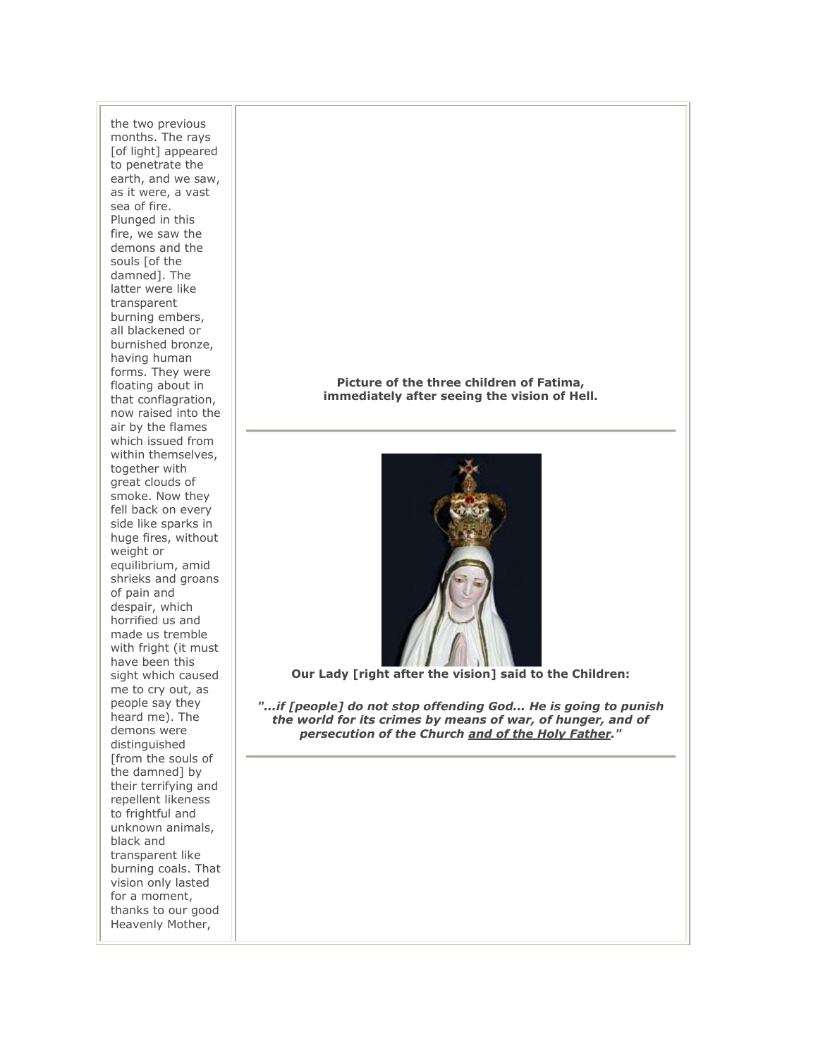the two previous months. The rays [of light] appeared to penetrate the earth, and we saw, as it were, a vast sea of fire. Plunged in this fire, we saw the demons and the souls [of the damned]. The latter were like transparent burning embers, all blackened or burnished bronze, having human forms. They were floating about in that conflagration, now raised into the air by the flames which issued from within themselves, together with great clouds of smoke. Now they fell back on every side like sparks in huge fires, without weight or equilibrium, amid shrieks and groans of pain and despair, which horrified us and made us tremble with fright (it must have been this sight which caused me to cry out, as people say they heard me). The demons were distinguished [from the souls of the damned] by their terrifying and repellent likeness to frightful and unknown animals, black and transparent like burning coals. That vision only lasted for a moment, thanks to our good Heavenly Mother,

**Picture of the three children of Fatima, immediately after seeing the vision of Hell.**

---

**Our Lady [right after the vision] said to the Children:**

***"...if [people] do not stop offending God... He is going to punish the world for its crimes by means of war, of hunger, and of persecution of the Church <u>and of the Holy Father</u>."***

---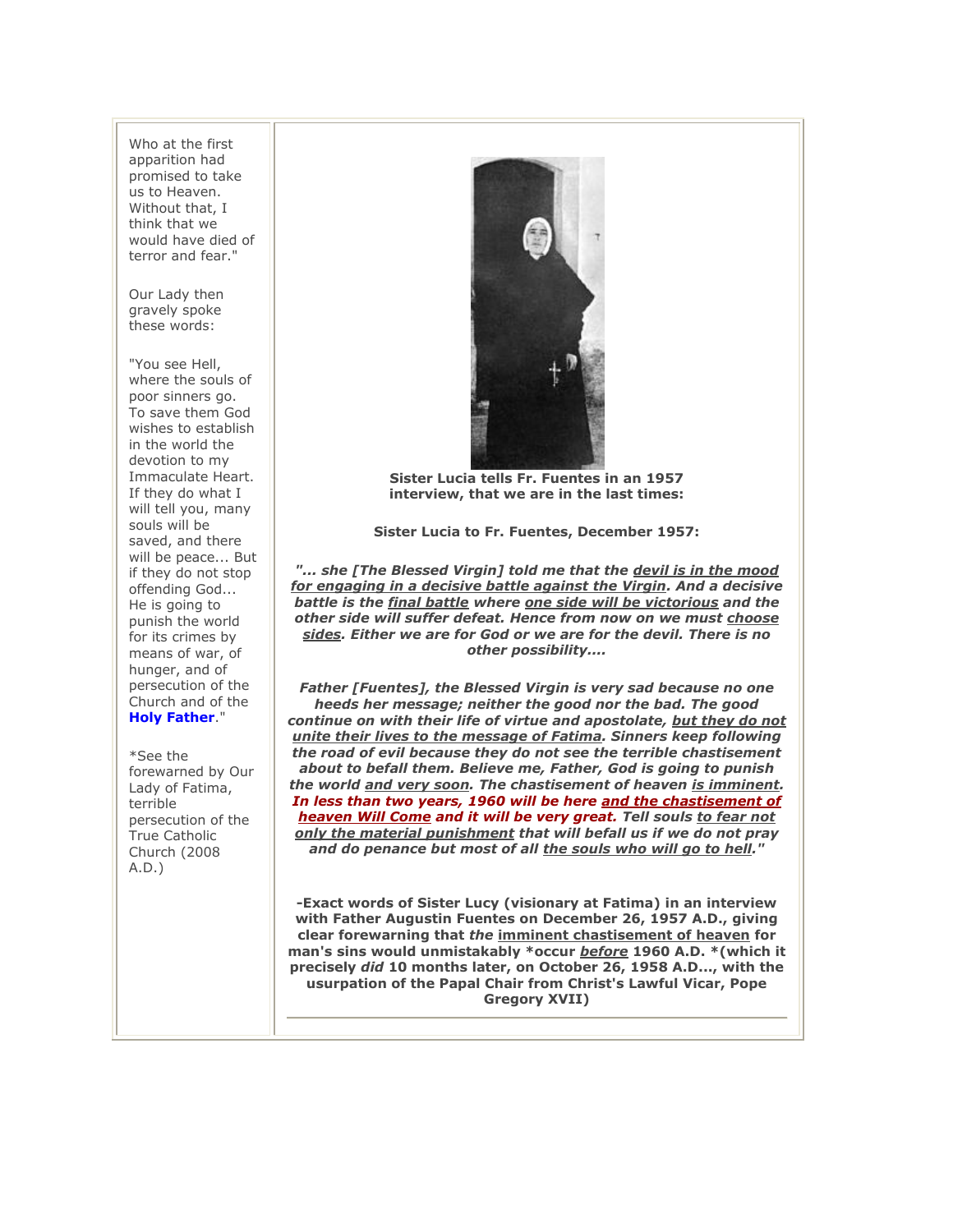Who at the first apparition had promised to take us to Heaven. Without that, I think that we would have died of terror and fear."

Our Lady then gravely spoke these words:

"You see Hell, where the souls of poor sinners go. To save them God wishes to establish in the world the devotion to my Immaculate Heart. If they do what I will tell you, many souls will be saved, and there will be peace... But if they do not stop offending God... He is going to punish the world for its crimes by means of war, of hunger, and of persecution of the Church and of the **Holy Father**."

*See the forewarned by Our Lady of Fatima, terrible persecution of the True Catholic Church (2008 A.D.)

**Sister Lucia tells Fr. Fuentes in an 1957 interview, that we are in the last times:**

**Sister Lucia to Fr. Fuentes, December 1957:**

***"... she [The Blessed Virgin] told me that the devil is in the mood for engaging in a decisive battle against the Virgin. And a decisive battle is the final battle where one side will be victorious and the other side will suffer defeat. Hence from now on we must choose sides. Either we are for God or we are for the devil. There is no other possibility....***

***Father [Fuentes], the Blessed Virgin is very sad because no one heeds her message; neither the good nor the bad. The good continue on with their life of virtue and apostolate, but they do not unite their lives to the message of Fatima. Sinners keep following the road of evil because they do not see the terrible chastisement about to befall them. Believe me, Father, God is going to punish the world and very soon. The chastisement of heaven is imminent. In less than two years, 1960 will be here and the chastisement of heaven Will Come and it will be very great. Tell souls to fear not only the material punishment that will befall us if we do not pray and do penance but most of all the souls who will go to hell."***

**-Exact words of Sister Lucy (visionary at Fatima) in an interview with Father Augustin Fuentes on December 26, 1957 A.D., giving clear forewarning that *the* imminent chastisement of heaven for man's sins would unmistakably *occur *before* 1960 A.D. *(which it precisely *did* 10 months later, on October 26, 1958 A.D..., with the usurpation of the Papal Chair from Christ's Lawful Vicar, Pope Gregory XVII)**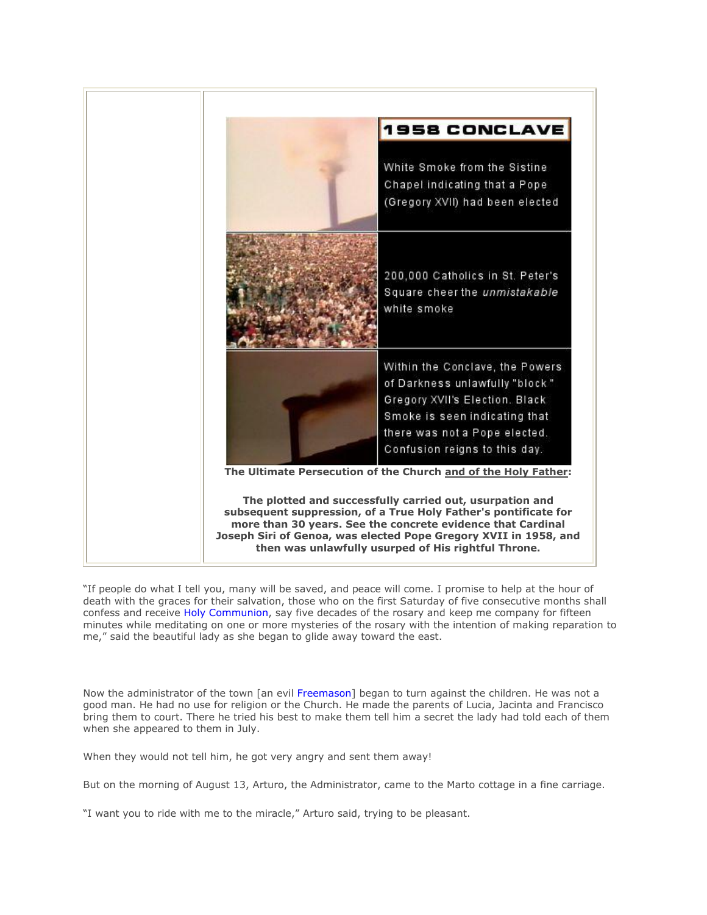**1958 CONCLAVE**

White Smoke from the Sistine Chapel indicating that a Pope (Gregory XVII) had been elected

200,000 Catholics in St. Peter's Square cheer the *unmistakable* white smoke

Within the Conclave, the Powers of Darkness unlawfully "block" Gregory XVII's Election. Black Smoke is seen indicating that there was not a Pope elected. Confusion reigns to this day.

**The Ultimate Persecution of the Church and of the Holy Father:**

**The plotted and successfully carried out, usurpation and subsequent suppression, of a True Holy Father's pontificate for more than 30 years. See the concrete evidence that Cardinal Joseph Siri of Genoa, was elected Pope Gregory XVII in 1958, and then was unlawfully usurped of His rightful Throne.**

"If people do what I tell you, many will be saved, and peace will come. I promise to help at the hour of death with the graces for their salvation, those who on the first Saturday of five consecutive months shall confess and receive Holy Communion, say five decades of the rosary and keep me company for fifteen minutes while meditating on one or more mysteries of the rosary with the intention of making reparation to me," said the beautiful lady as she began to glide away toward the east.

Now the administrator of the town [an evil Freemason] began to turn against the children. He was not a good man. He had no use for their religion or the Church. He made the parents of Lucia, Jacinta and Francisco bring them to court. There he tried his best to make them tell him a secret the lady had told each of them when she appeared to them in July.

When they would not tell him, he got very angry and sent them away!

But on the morning of August 13, Arturo, the Administrator, came to the Marto cottage in a fine carriage.

"I want you to ride with me to the miracle," Arturo said, trying to be pleasant.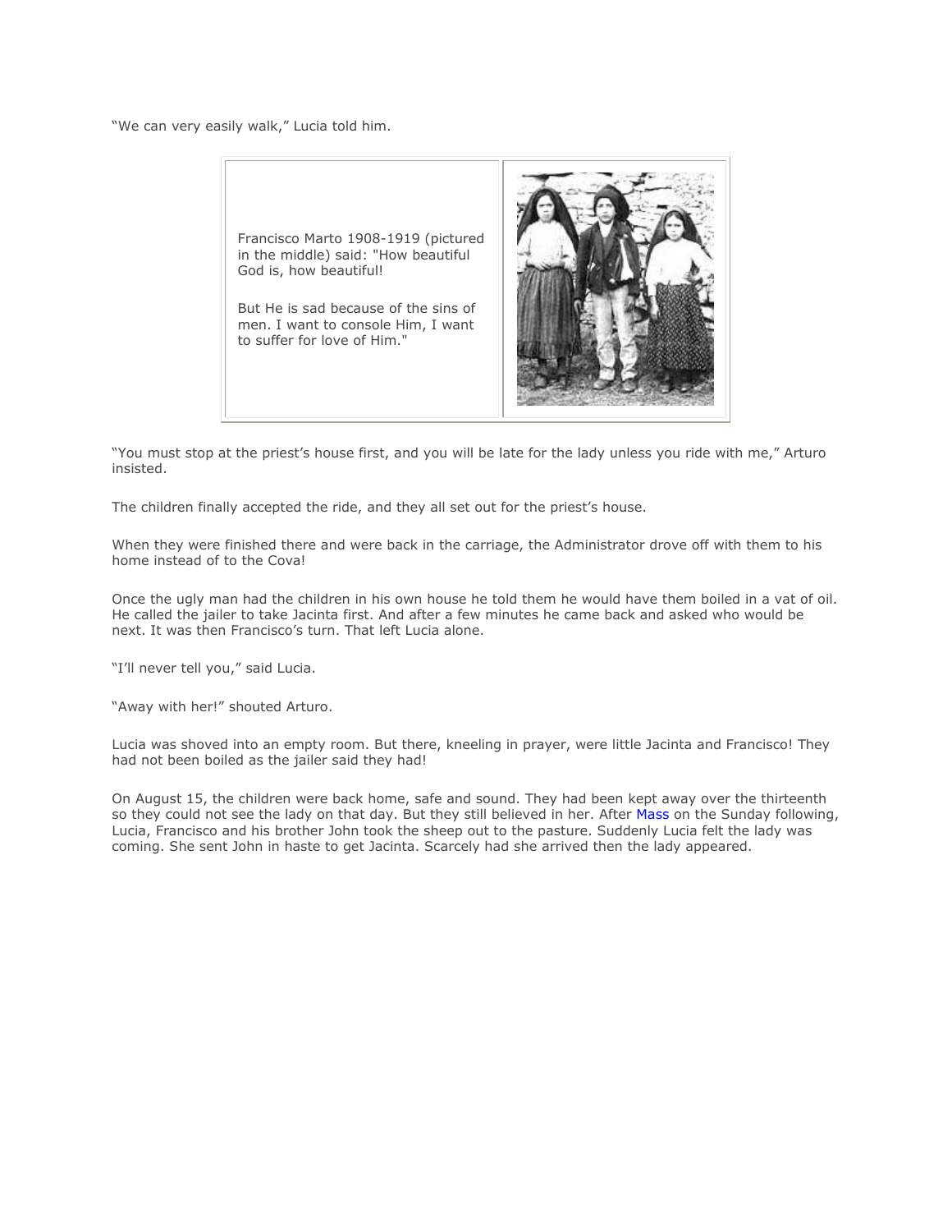"We can very easily walk," Lucia told him.

Francisco Marto 1908-1919 (pictured in the middle) said: "How beautiful God is, how beautiful!

But He is sad because of the sins of men. I want to console Him, I want to suffer for love of Him."

"You must stop at the priest's house first, and you will be late for the lady unless you ride with me," Arturo insisted.

The children finally accepted the ride, and they all set out for the priest's house.

When they were finished there and were back in the carriage, the Administrator drove off with them to his home instead of to the Cova!

Once the ugly man had the children in his own house he told them he would have them boiled in a vat of oil. He called the jailer to take Jacinta first. And after a few minutes he came back and asked who would be next. It was then Francisco's turn. That left Lucia alone.

"I'll never tell you," said Lucia.

"Away with her!" shouted Arturo.

Lucia was shoved into an empty room. But there, kneeling in prayer, were little Jacinta and Francisco! They had not been boiled as the jailer said they had!

On August 15, the children were back home, safe and sound. They had been kept away over the thirteenth so they could not see the lady on that day. But they still believed in her. After Mass on the Sunday following, Lucia, Francisco and his brother John took the sheep out to the pasture. Suddenly Lucia felt the lady was coming. She sent John in haste to get Jacinta. Scarcely had she arrived then the lady appeared.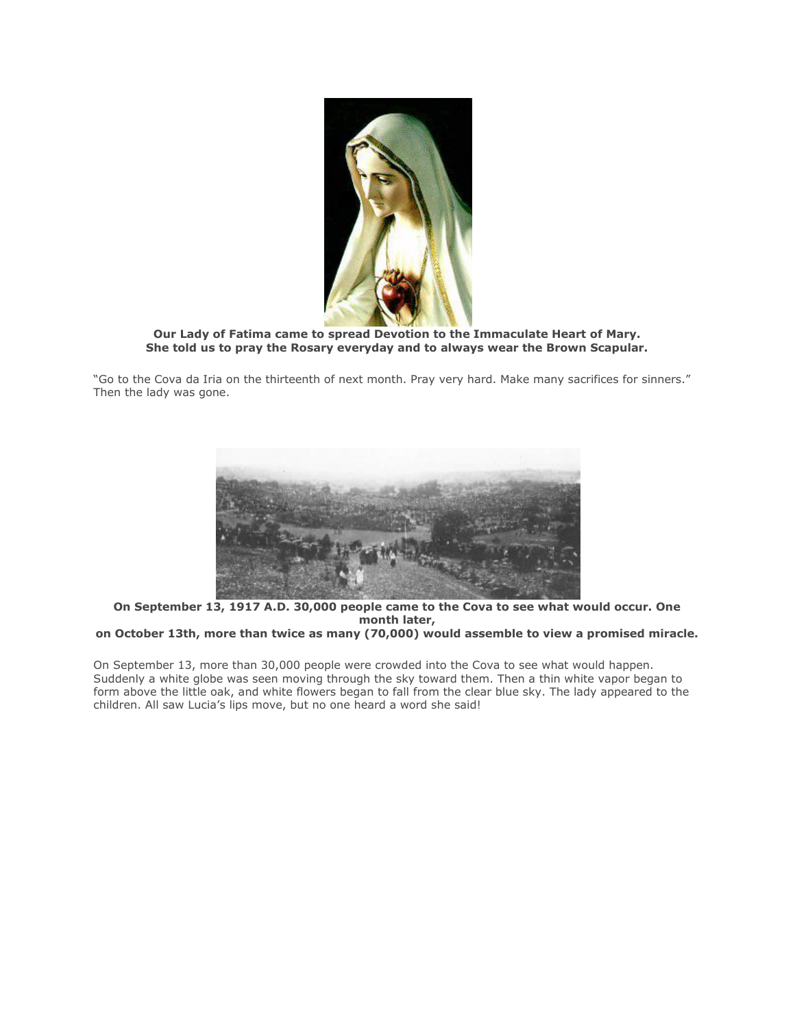**Our Lady of Fatima came to spread Devotion to the Immaculate Heart of Mary.**
**She told us to pray the Rosary everyday and to always wear the Brown Scapular.**

"Go to the Cova da Iria on the thirteenth of next month. Pray very hard. Make many sacrifices for sinners." Then the lady was gone.

**On September 13, 1917 A.D. 30,000 people came to the Cova to see what would occur. One month later,**
**on October 13th, more than twice as many (70,000) would assemble to view a promised miracle.**

On September 13, more than 30,000 people were crowded into the Cova to see what would happen. Suddenly a white globe was seen moving through the sky toward them. Then a thin white vapor began to form above the little oak, and white flowers began to fall from the clear blue sky. The lady appeared to the children. All saw Lucia's lips move, but no one heard a word she said!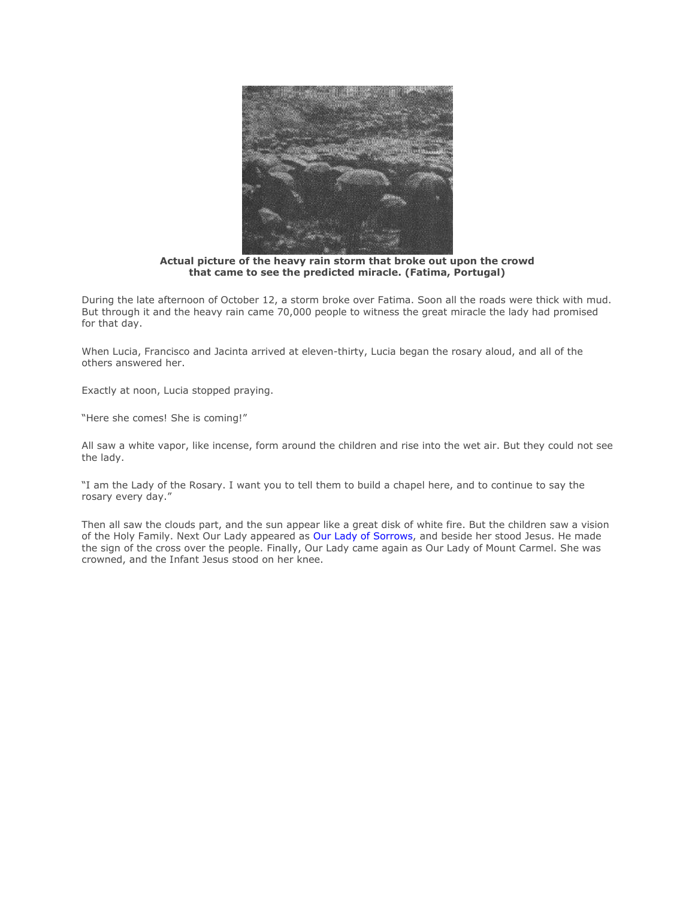**Actual picture of the heavy rain storm that broke out upon the crowd that came to see the predicted miracle. (Fatima, Portugal)**

During the late afternoon of October 12, a storm broke over Fatima. Soon all the roads were thick with mud. But through it and the heavy rain came 70,000 people to witness the great miracle the lady had promised for that day.

When Lucia, Francisco and Jacinta arrived at eleven-thirty, Lucia began the rosary aloud, and all of the others answered her.

Exactly at noon, Lucia stopped praying.

"Here she comes! She is coming!"

All saw a white vapor, like incense, form around the children and rise into the wet air. But they could not see the lady.

"I am the Lady of the Rosary. I want you to tell them to build a chapel here, and to continue to say the rosary every day."

Then all saw the clouds part, and the sun appear like a great disk of white fire. But the children saw a vision of the Holy Family. Next Our Lady appeared as Our Lady of Sorrows, and beside her stood Jesus. He made the sign of the cross over the people. Finally, Our Lady came again as Our Lady of Mount Carmel. She was crowned, and the Infant Jesus stood on her knee.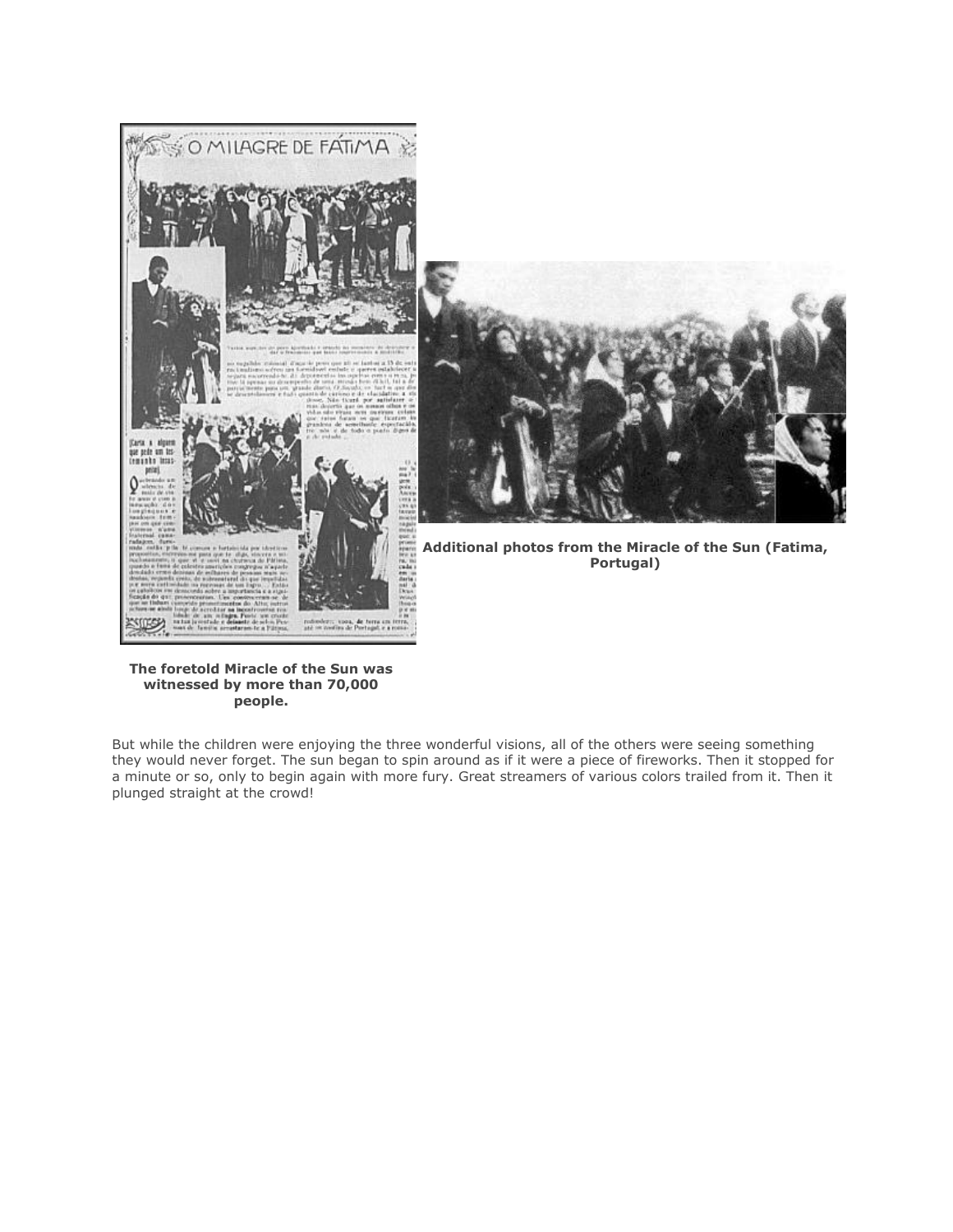**Additional photos from the Miracle of the Sun (Fatima, Portugal)**

**The foretold Miracle of the Sun was witnessed by more than 70,000 people.**

But while the children were enjoying the three wonderful visions, all of the others were seeing something they would never forget. The sun began to spin around as if it were a piece of fireworks. Then it stopped for a minute or so, only to begin again with more fury. Great streamers of various colors trailed from it. Then it plunged straight at the crowd!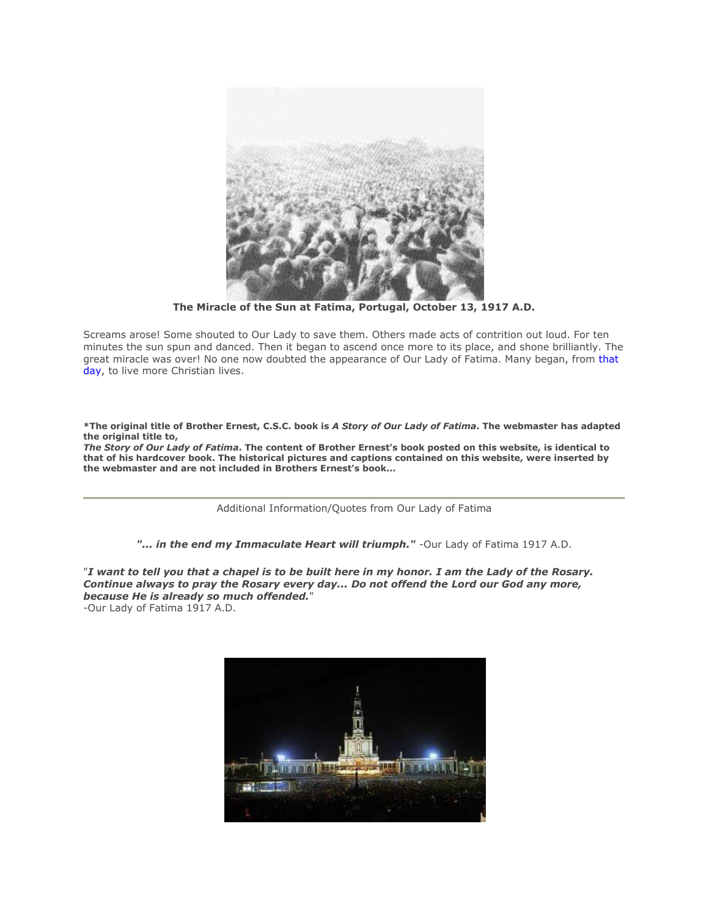**The Miracle of the Sun at Fatima, Portugal, October 13, 1917 A.D.**

Screams arose! Some shouted to Our Lady to save them. Others made acts of contrition out loud. For ten minutes the sun spun and danced. Then it began to ascend once more to its place, and shone brilliantly. The great miracle was over! No one now doubted the appearance of Our Lady of Fatima. Many began, from that day, to live more Christian lives.

**\*The original title of Brother Ernest, C.S.C. book is *A Story of Our Lady of Fatima*. The webmaster has adapted the original title to,**
***The Story of Our Lady of Fatima*. The content of Brother Ernest's book posted on this website, is identical to that of his hardcover book. The historical pictures and captions contained on this website, were inserted by the webmaster and are not included in Brothers Ernest's book...**

---

Additional Information/Quotes from Our Lady of Fatima

***"... in the end my Immaculate Heart will triumph."*** -Our Lady of Fatima 1917 A.D.

"***I want to tell you that a chapel is to be built here in my honor. I am the Lady of the Rosary. Continue always to pray the Rosary every day... Do not offend the Lord our God any more, because He is already so much offended.***"
-Our Lady of Fatima 1917 A.D.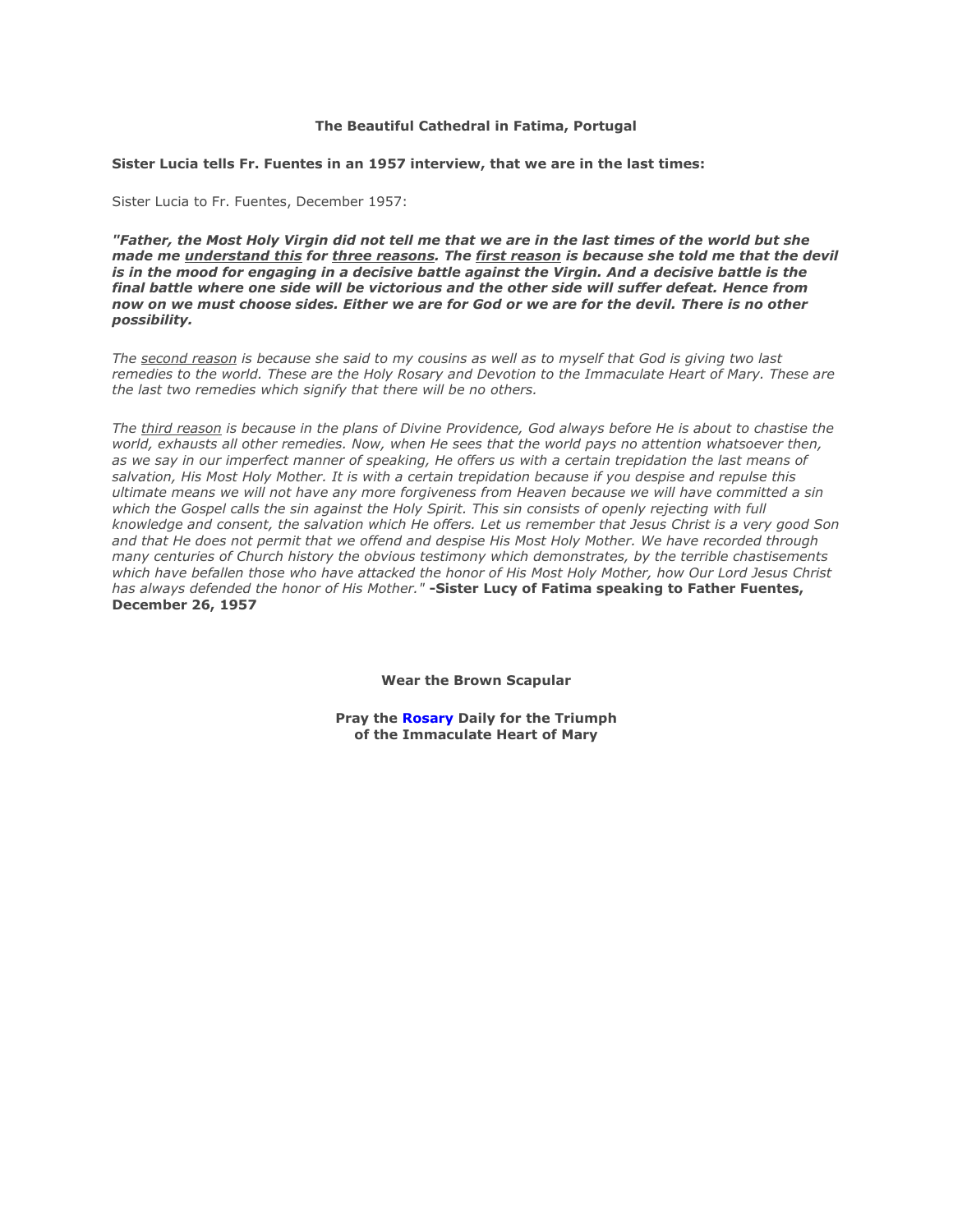**The Beautiful Cathedral in Fatima, Portugal**

**Sister Lucia tells Fr. Fuentes in an 1957 interview, that we are in the last times:**

Sister Lucia to Fr. Fuentes, December 1957:

***"Father, the Most Holy Virgin did not tell me that we are in the last times of the world but she made me understand this for three reasons. The first reason is because she told me that the devil is in the mood for engaging in a decisive battle against the Virgin. And a decisive battle is the final battle where one side will be victorious and the other side will suffer defeat. Hence from now on we must choose sides. Either we are for God or we are for the devil. There is no other possibility.***

*The second reason is because she said to my cousins as well as to myself that God is giving two last remedies to the world. These are the Holy Rosary and Devotion to the Immaculate Heart of Mary. These are the last two remedies which signify that there will be no others.*

*The third reason is because in the plans of Divine Providence, God always before He is about to chastise the world, exhausts all other remedies. Now, when He sees that the world pays no attention whatsoever then, as we say in our imperfect manner of speaking, He offers us with a certain trepidation the last means of salvation, His Most Holy Mother. It is with a certain trepidation because if you despise and repulse this ultimate means we will not have any more forgiveness from Heaven because we will have committed a sin which the Gospel calls the sin against the Holy Spirit. This sin consists of openly rejecting with full knowledge and consent, the salvation which He offers. Let us remember that Jesus Christ is a very good Son and that He does not permit that we offend and despise His Most Holy Mother. We have recorded through many centuries of Church history the obvious testimony which demonstrates, by the terrible chastisements which have befallen those who have attacked the honor of His Most Holy Mother, how Our Lord Jesus Christ has always defended the honor of His Mother."* **-Sister Lucy of Fatima speaking to Father Fuentes, December 26, 1957**

**Wear the Brown Scapular**

**Pray the Rosary Daily for the Triumph of the Immaculate Heart of Mary**